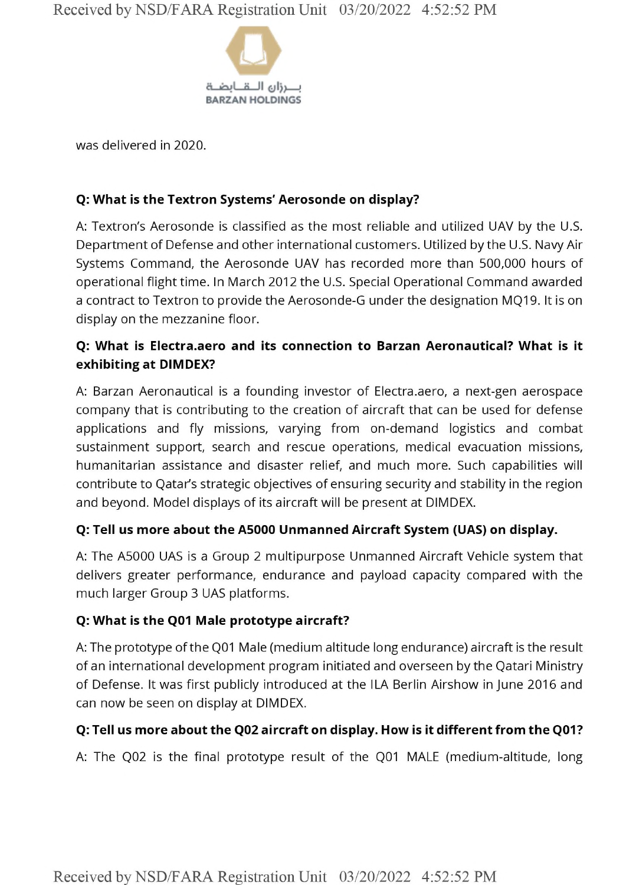was delivered in 2020.

**Q: What is the Textron Systems' Aerosonde on display?**

A: Textron's Aerosonde is classified as the most reliable and utilized UAV by the U.S. Department of Defense and other international customers. Utilized by the U.S. Navy Air Systems Command, the Aerosonde UAV has recorded more than 500,000 hours of operational flight time. In March 2012 the U.S. Special Operational Command awarded a contract to Textron to provide the Aerosonde-G under the designation MQ19. It is on display on the mezzanine floor.

**Q: What is Electra.aero and its connection to Barzan Aeronautical? What is it exhibiting at DIMDEX?**

A: Barzan Aeronautical is a founding investor of Electra.aero, a next-gen aerospace company that is contributing to the creation of aircraft that can be used for defense applications and fly missions, varying from on-demand logistics and combat sustainment support, search and rescue operations, medical evacuation missions, humanitarian assistance and disaster relief, and much more. Such capabilities will contribute to Qatar's strategic objectives of ensuring security and stability in the region and beyond. Model displays of its aircraft will be present at DIMDEX.

**Q: Tell us more about the A5000 Unmanned Aircraft System (UAS) on display.**

A: The A5000 UAS is a Group 2 multipurpose Unmanned Aircraft Vehicle system that delivers greater performance, endurance and payload capacity compared with the much larger Group 3 UAS platforms.

**Q: What is the Q01 Male prototype aircraft?**

A: The prototype of the Q01 Male (medium altitude long endurance) aircraft is the result of an international development program initiated and overseen by the Qatari Ministry of Defense. It was first publicly introduced at the ILA Berlin Airshow in June 2016 and can now be seen on display at DIMDEX.

**Q: Tell us more about the Q02 aircraft on display. How is it different from the Q01?**

A: The Q02 is the final prototype result of the Q01 MALE (medium-altitude, long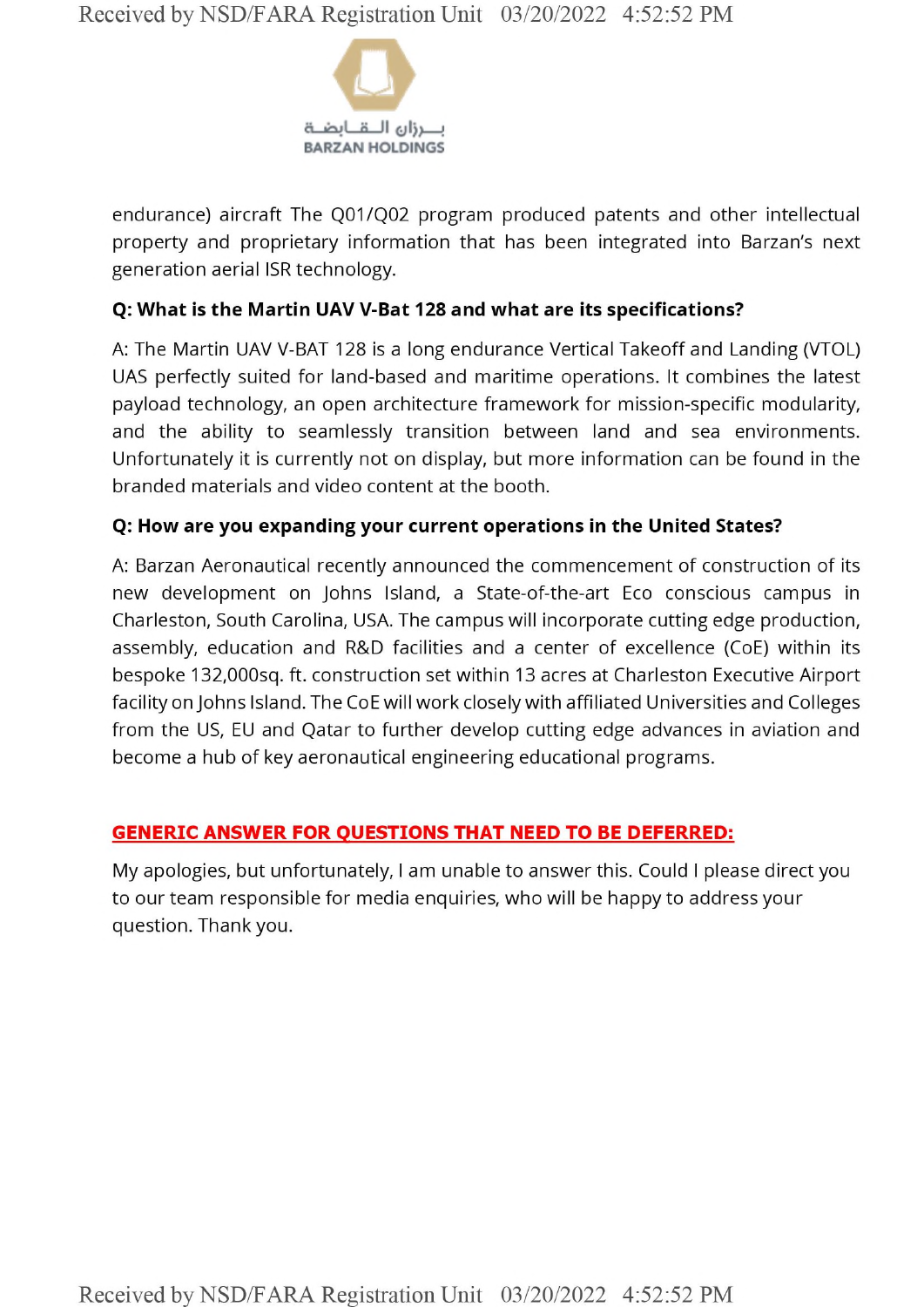بـــرزان الـــقـــابـضـة
BARZAN HOLDINGS

endurance) aircraft The Q01/Q02 program produced patents and other intellectual property and proprietary information that has been integrated into Barzan's next generation aerial ISR technology.

**Q: What is the Martin UAV V-Bat 128 and what are its specifications?**

A: The Martin UAV V-BAT 128 is a long endurance Vertical Takeoff and Landing (VTOL) UAS perfectly suited for land-based and maritime operations. It combines the latest payload technology, an open architecture framework for mission-specific modularity, and the ability to seamlessly transition between land and sea environments. Unfortunately it is currently not on display, but more information can be found in the branded materials and video content at the booth.

**Q: How are you expanding your current operations in the United States?**

A: Barzan Aeronautical recently announced the commencement of construction of its new development on Johns Island, a State-of-the-art Eco conscious campus in Charleston, South Carolina, USA. The campus will incorporate cutting edge production, assembly, education and R&D facilities and a center of excellence (CoE) within its bespoke 132,000sq. ft. construction set within 13 acres at Charleston Executive Airport facility on Johns Island. The CoE will work closely with affiliated Universities and Colleges from the US, EU and Qatar to further develop cutting edge advances in aviation and become a hub of key aeronautical engineering educational programs.

**GENERIC ANSWER FOR QUESTIONS THAT NEED TO BE DEFERRED:**

My apologies, but unfortunately, I am unable to answer this. Could I please direct you to our team responsible for media enquiries, who will be happy to address your question. Thank you.